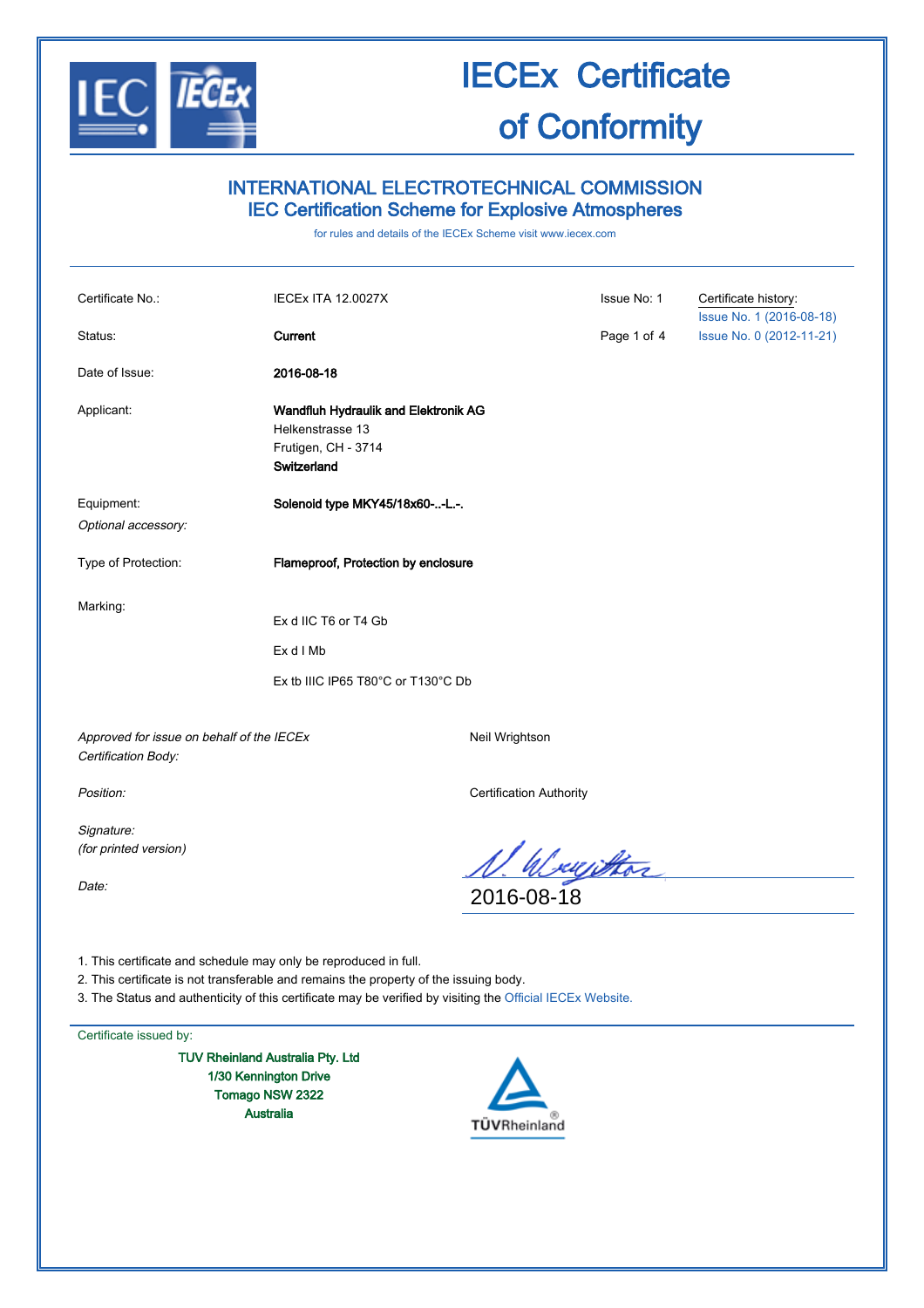# IECEx Certificate of Conformity

## INTERNATIONAL ELECTROTECHNICAL COMMISSION
## IEC Certification Scheme for Explosive Atmospheres

for rules and details of the IECEx Scheme visit www.iecex.com

| | | | |
|---|---|---|---|
| Certificate No.: | IECEx ITA 12.0027X | Issue No: 1 | Certificate history: Issue No. 1 (2016-08-18) Issue No. 0 (2012-11-21) |
| Status: | **Current** | | |
| Date of Issue: | **2016-08-18** | | |
| Applicant: | **Wandfluh Hydraulik and Elektronik AG** Helkenstrasse 13 Frutigen, CH - 3714 **Switzerland** | | |
| Equipment: *Optional accessory:* | **Solenoid type MKY45/18x60-..-L.-.** | | |
| Type of Protection: | **Flameproof, Protection by enclosure** | | |
| Marking: | Ex d IIC T6 or T4 Gb<br>Ex d I Mb<br>Ex tb IIIC IP65 T80°C or T130°C Db | | |

*Approved for issue on behalf of the IECEx Certification Body:* Neil Wrightson

*Position:* Certification Authority

*Signature:*
*(for printed version)*

*Date:* 2016-08-18

1. This certificate and schedule may only be reproduced in full.
2. This certificate is not transferable and remains the property of the issuing body.
3. The Status and authenticity of this certificate may be verified by visiting the Official IECEx Website.

Certificate issued by:

**TUV Rheinland Australia Pty. Ltd**
**1/30 Kennington Drive**
**Tomago NSW 2322**
**Australia**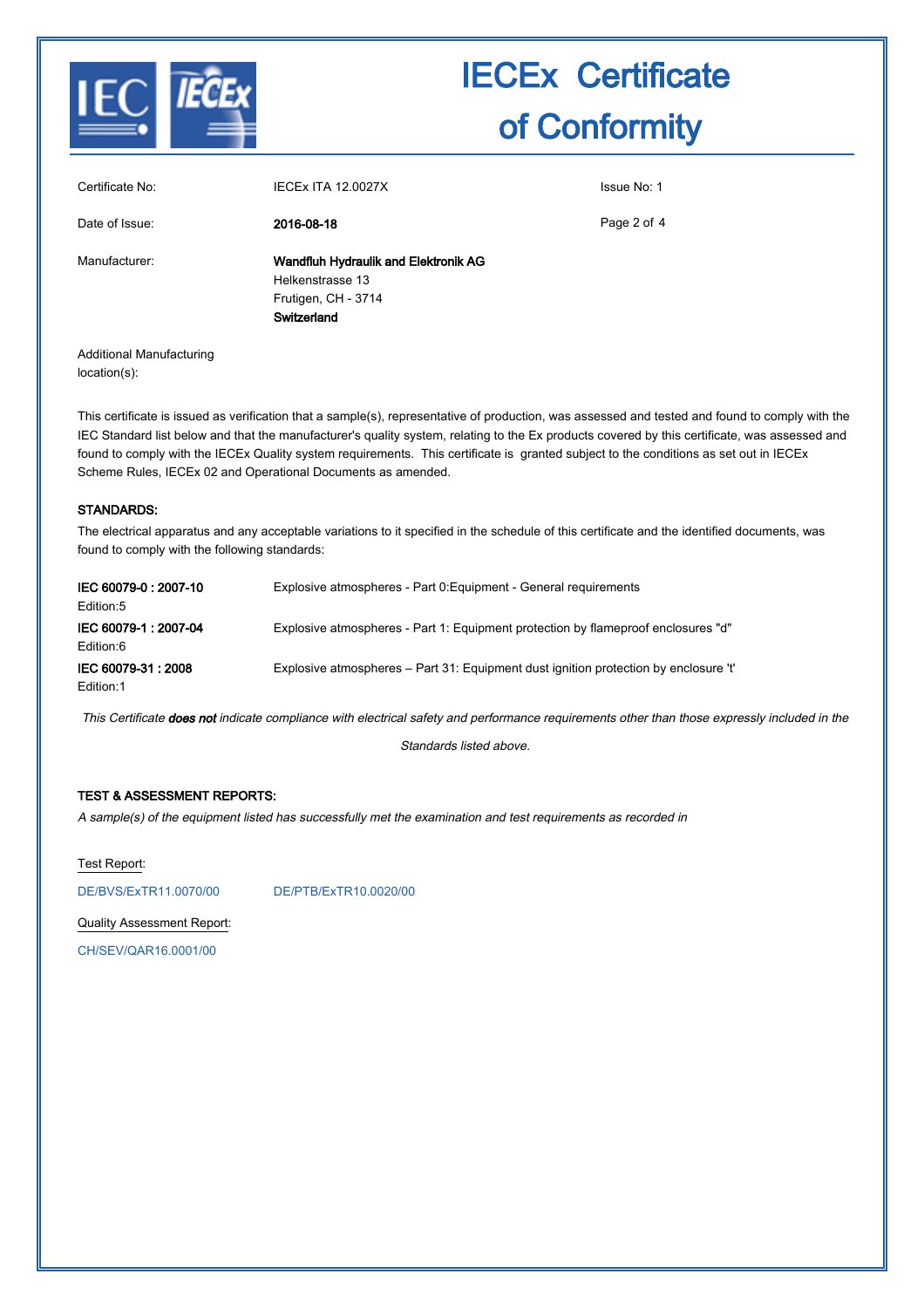# IECEx Certificate of Conformity

| | | |
|---|---|---|
| Certificate No: | IECEx ITA 12.0027X | Issue No: 1 |
| Date of Issue: | **2016-08-18** | |
| Manufacturer: | **Wandfluh Hydraulik and Elektronik AG**<br>Helkenstrasse 13<br>Frutigen, CH - 3714<br>**Switzerland** | |
| Additional Manufacturing location(s): | | |

This certificate is issued as verification that a sample(s), representative of production, was assessed and tested and found to comply with the IEC Standard list below and that the manufacturer's quality system, relating to the Ex products covered by this certificate, was assessed and found to comply with the IECEx Quality system requirements. This certificate is granted subject to the conditions as set out in IECEx Scheme Rules, IECEx 02 and Operational Documents as amended.

## STANDARDS:

The electrical apparatus and any acceptable variations to it specified in the schedule of this certificate and the identified documents, was found to comply with the following standards:

| | |
|---|---|
| **IEC 60079-0 : 2007-10**<br>Edition:5 | Explosive atmospheres - Part 0:Equipment - General requirements |
| **IEC 60079-1 : 2007-04**<br>Edition:6 | Explosive atmospheres - Part 1: Equipment protection by flameproof enclosures "d" |
| **IEC 60079-31 : 2008**<br>Edition:1 | Explosive atmospheres – Part 31: Equipment dust ignition protection by enclosure 't' |

*This Certificate **does not** indicate compliance with electrical safety and performance requirements other than those expressly included in the Standards listed above.*

## TEST & ASSESSMENT REPORTS:

*A sample(s) of the equipment listed has successfully met the examination and test requirements as recorded in*

Test Report:

DE/BVS/ExTR11.0070/00 DE/PTB/ExTR10.0020/00

Quality Assessment Report:

CH/SEV/QAR16.0001/00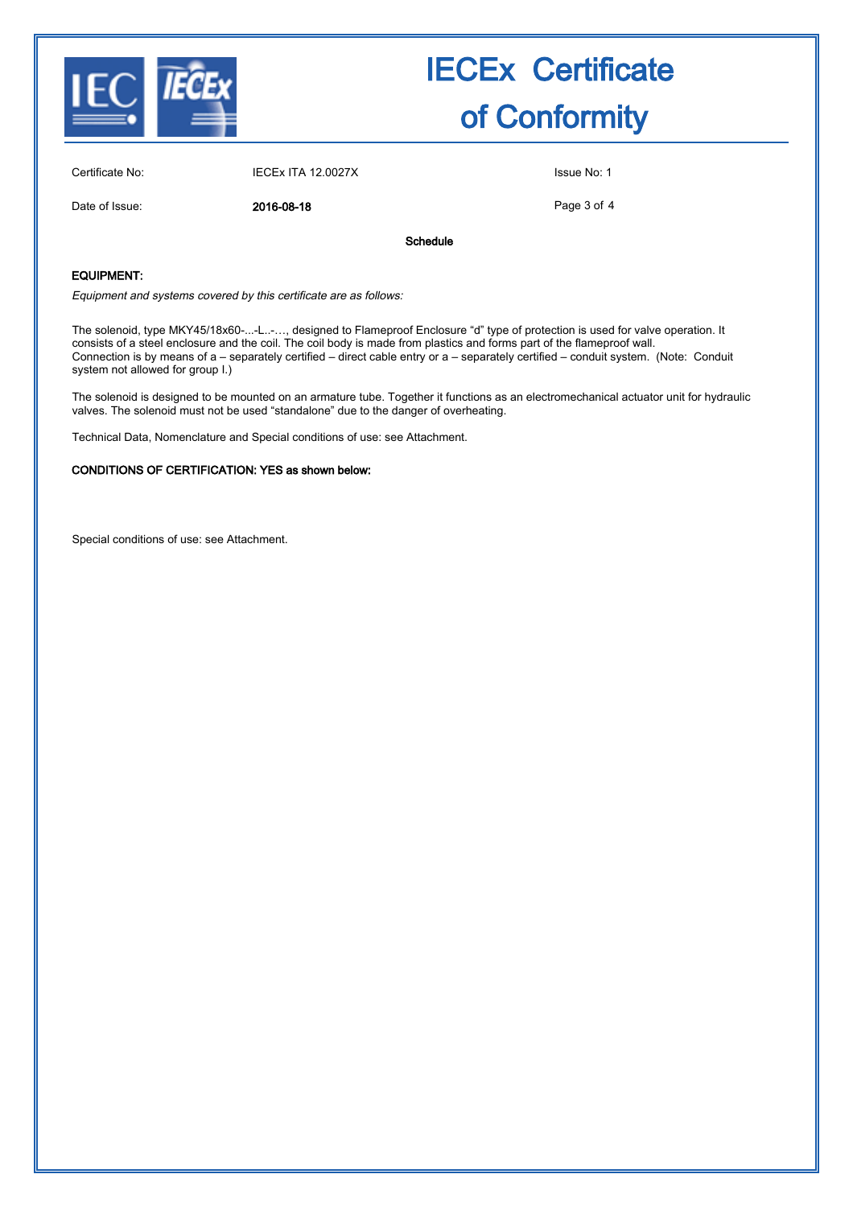# IECEx Certificate of Conformity

| | | |
|---|---|---|
| Certificate No: | IECEx ITA 12.0027X | Issue No: 1 |
| Date of Issue: | **2016-08-18** | |

**Schedule**

**EQUIPMENT:**

*Equipment and systems covered by this certificate are as follows:*

The solenoid, type MKY45/18x60-...-L..-…, designed to Flameproof Enclosure "d" type of protection is used for valve operation. It consists of a steel enclosure and the coil. The coil body is made from plastics and forms part of the flameproof wall.
Connection is by means of a – separately certified – direct cable entry or a – separately certified – conduit system. (Note: Conduit system not allowed for group I.)

The solenoid is designed to be mounted on an armature tube. Together it functions as an electromechanical actuator unit for hydraulic valves. The solenoid must not be used "standalone" due to the danger of overheating.

Technical Data, Nomenclature and Special conditions of use: see Attachment.

**CONDITIONS OF CERTIFICATION: YES as shown below:**

Special conditions of use: see Attachment.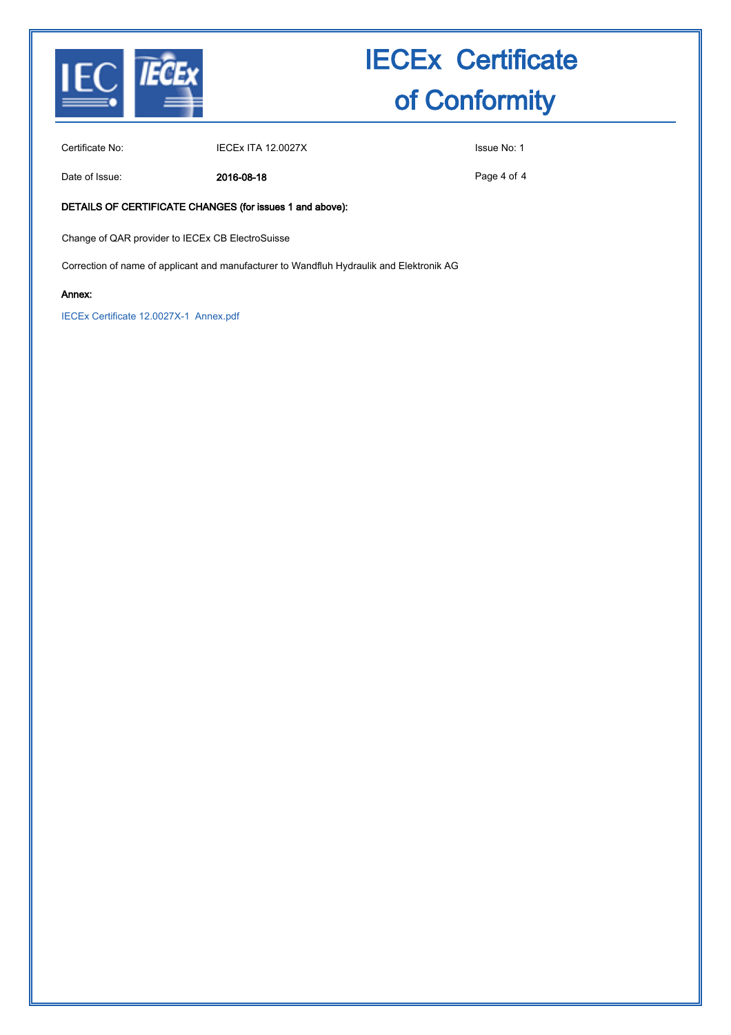# IECEx Certificate of Conformity

| | | |
|---|---|---|
| Certificate No: | IECEx ITA 12.0027X | Issue No: 1 |
| Date of Issue: | **2016-08-18** | |

**DETAILS OF CERTIFICATE CHANGES (for issues 1 and above):**

Change of QAR provider to IECEx CB ElectroSuisse

Correction of name of applicant and manufacturer to Wandfluh Hydraulik and Elektronik AG

**Annex:**

IECEx Certificate 12.0027X-1 Annex.pdf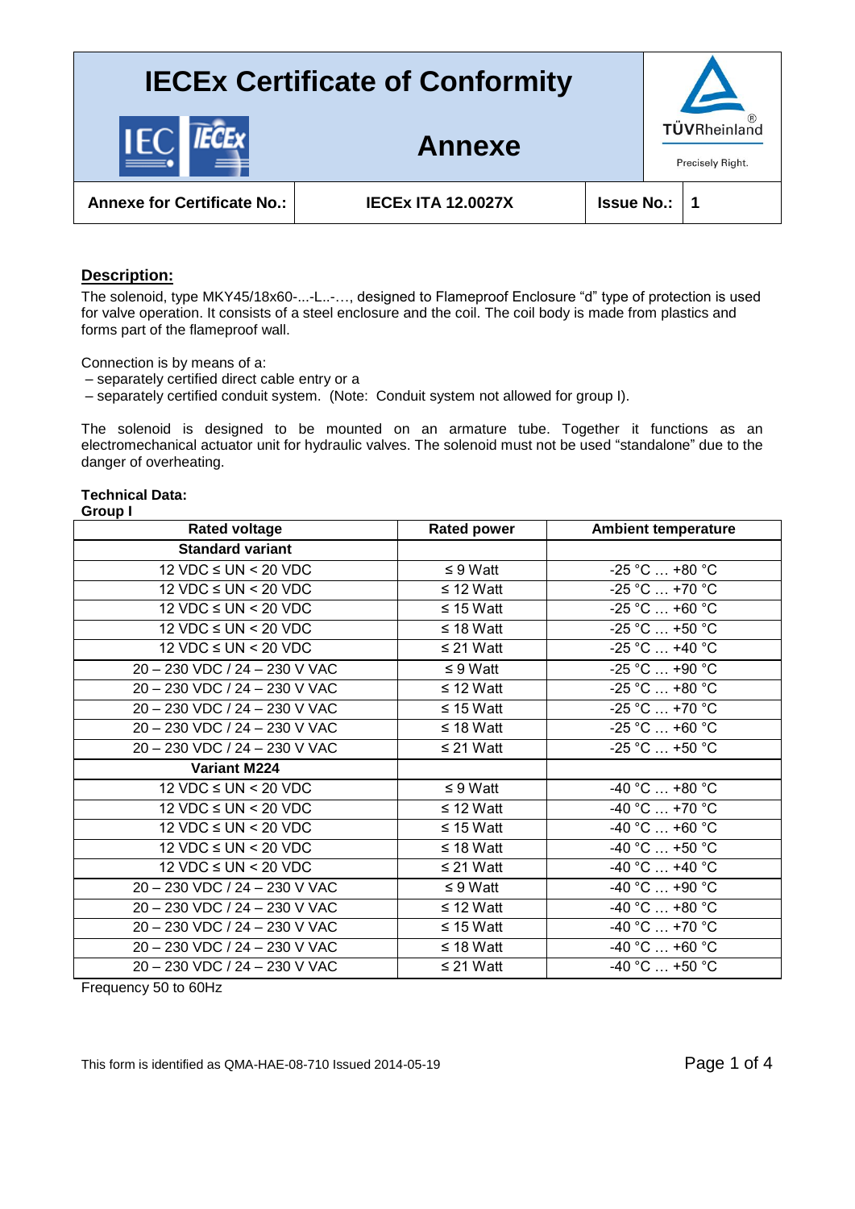# IECEx Certificate of Conformity

## Annexe

| Annexe for Certificate No.: | IECEx ITA 12.0027X | Issue No.: | 1 |
|---|---|---|---|

**Description:**

The solenoid, type MKY45/18x60-...-L..-…, designed to Flameproof Enclosure “d” type of protection is used for valve operation. It consists of a steel enclosure and the coil. The coil body is made from plastics and forms part of the flameproof wall.

Connection is by means of a:
– separately certified direct cable entry or a
– separately certified conduit system. (Note: Conduit system not allowed for group I).

The solenoid is designed to be mounted on an armature tube. Together it functions as an electromechanical actuator unit for hydraulic valves. The solenoid must not be used “standalone” due to the danger of overheating.

**Technical Data:**
**Group I**

| Rated voltage | Rated power | Ambient temperature |
|---|---|---|
| **Standard variant** | | |
| 12 VDC ≤ UN < 20 VDC | ≤ 9 Watt | -25 °C … +80 °C |
| 12 VDC ≤ UN < 20 VDC | ≤ 12 Watt | -25 °C … +70 °C |
| 12 VDC ≤ UN < 20 VDC | ≤ 15 Watt | -25 °C … +60 °C |
| 12 VDC ≤ UN < 20 VDC | ≤ 18 Watt | -25 °C … +50 °C |
| 12 VDC ≤ UN < 20 VDC | ≤ 21 Watt | -25 °C … +40 °C |
| 20 – 230 VDC / 24 – 230 V VAC | ≤ 9 Watt | -25 °C … +90 °C |
| 20 – 230 VDC / 24 – 230 V VAC | ≤ 12 Watt | -25 °C … +80 °C |
| 20 – 230 VDC / 24 – 230 V VAC | ≤ 15 Watt | -25 °C … +70 °C |
| 20 – 230 VDC / 24 – 230 V VAC | ≤ 18 Watt | -25 °C … +60 °C |
| 20 – 230 VDC / 24 – 230 V VAC | ≤ 21 Watt | -25 °C … +50 °C |
| **Variant M224** | | |
| 12 VDC ≤ UN < 20 VDC | ≤ 9 Watt | -40 °C … +80 °C |
| 12 VDC ≤ UN < 20 VDC | ≤ 12 Watt | -40 °C … +70 °C |
| 12 VDC ≤ UN < 20 VDC | ≤ 15 Watt | -40 °C … +60 °C |
| 12 VDC ≤ UN < 20 VDC | ≤ 18 Watt | -40 °C … +50 °C |
| 12 VDC ≤ UN < 20 VDC | ≤ 21 Watt | -40 °C … +40 °C |
| 20 – 230 VDC / 24 – 230 V VAC | ≤ 9 Watt | -40 °C … +90 °C |
| 20 – 230 VDC / 24 – 230 V VAC | ≤ 12 Watt | -40 °C … +80 °C |
| 20 – 230 VDC / 24 – 230 V VAC | ≤ 15 Watt | -40 °C … +70 °C |
| 20 – 230 VDC / 24 – 230 V VAC | ≤ 18 Watt | -40 °C … +60 °C |
| 20 – 230 VDC / 24 – 230 V VAC | ≤ 21 Watt | -40 °C … +50 °C |

Frequency 50 to 60Hz

This form is identified as QMA-HAE-08-710 Issued 2014-05-19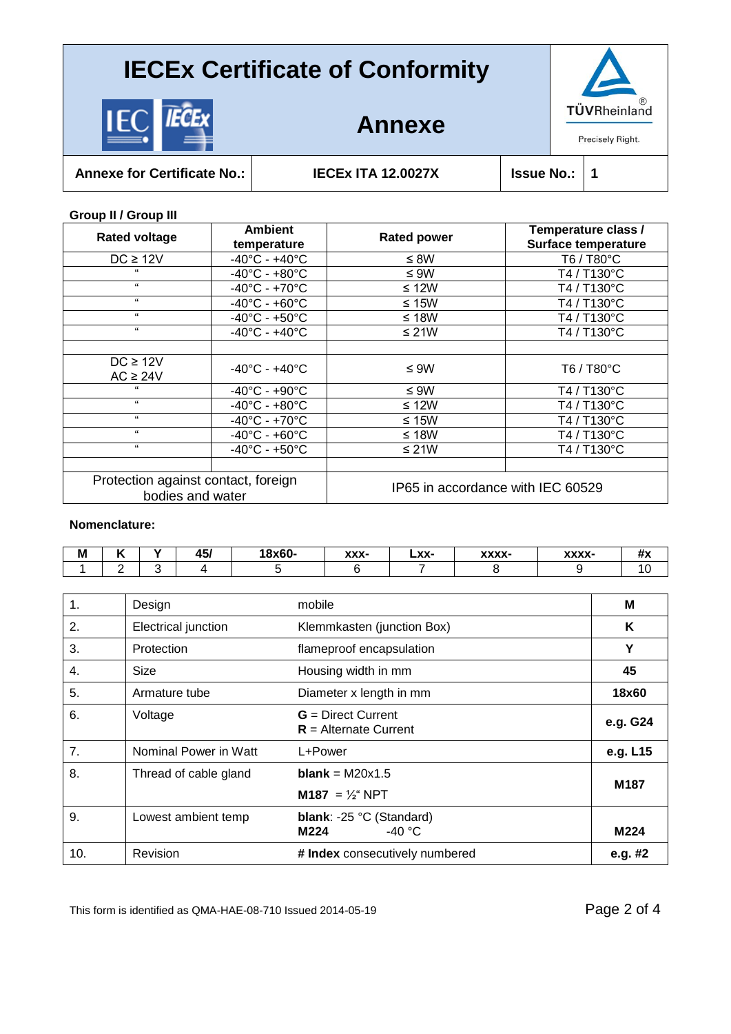# IECEx Certificate of Conformity

## Annexe

| Annexe for Certificate No.: | IECEx ITA 12.0027X | Issue No.: | 1 |
|---|---|---|---|

**Group II / Group III**

| Rated voltage | Ambient temperature | Rated power | Temperature class / Surface temperature |
|---|---|---|---|
| DC ≥ 12V | -40°C - +40°C | ≤ 8W | T6 / T80°C |
| " | -40°C - +80°C | ≤ 9W | T4 / T130°C |
| " | -40°C - +70°C | ≤ 12W | T4 / T130°C |
| " | -40°C - +60°C | ≤ 15W | T4 / T130°C |
| " | -40°C - +50°C | ≤ 18W | T4 / T130°C |
| " | -40°C - +40°C | ≤ 21W | T4 / T130°C |
| | | | |
| DC ≥ 12V<br>AC ≥ 24V | -40°C - +40°C | ≤ 9W | T6 / T80°C |
| " | -40°C - +90°C | ≤ 9W | T4 / T130°C |
| " | -40°C - +80°C | ≤ 12W | T4 / T130°C |
| " | -40°C - +70°C | ≤ 15W | T4 / T130°C |
| " | -40°C - +60°C | ≤ 18W | T4 / T130°C |
| " | -40°C - +50°C | ≤ 21W | T4 / T130°C |
| | | | |
| Protection against contact, foreign bodies and water | | IP65 in accordance with IEC 60529 | |

**Nomenclature:**

| M | K | Y | 45/ | 18x60- | xxx- | Lxx- | xxxx- | xxxx- | #x |
|---|---|---|---|---|---|---|---|---|---|
| 1 | 2 | 3 | 4 | 5 | 6 | 7 | 8 | 9 | 10 |

| | | | |
|---|---|---|---|
| 1. | Design | mobile | **M** |
| 2. | Electrical junction | Klemmkasten (junction Box) | **K** |
| 3. | Protection | flameproof encapsulation | **Y** |
| 4. | Size | Housing width in mm | **45** |
| 5. | Armature tube | Diameter x length in mm | **18x60** |
| 6. | Voltage | **G** = Direct Current<br>**R** = Alternate Current | **e.g. G24** |
| 7. | Nominal Power in Watt | L+Power | **e.g. L15** |
| 8. | Thread of cable gland | **blank** = M20x1.5<br>**M187** = ½" NPT | **M187** |
| 9. | Lowest ambient temp | **blank**: -25 °C (Standard)<br>**M224** -40 °C | **M224** |
| 10. | Revision | **# Index** consecutively numbered | **e.g. #2** |

This form is identified as QMA-HAE-08-710 Issued 2014-05-19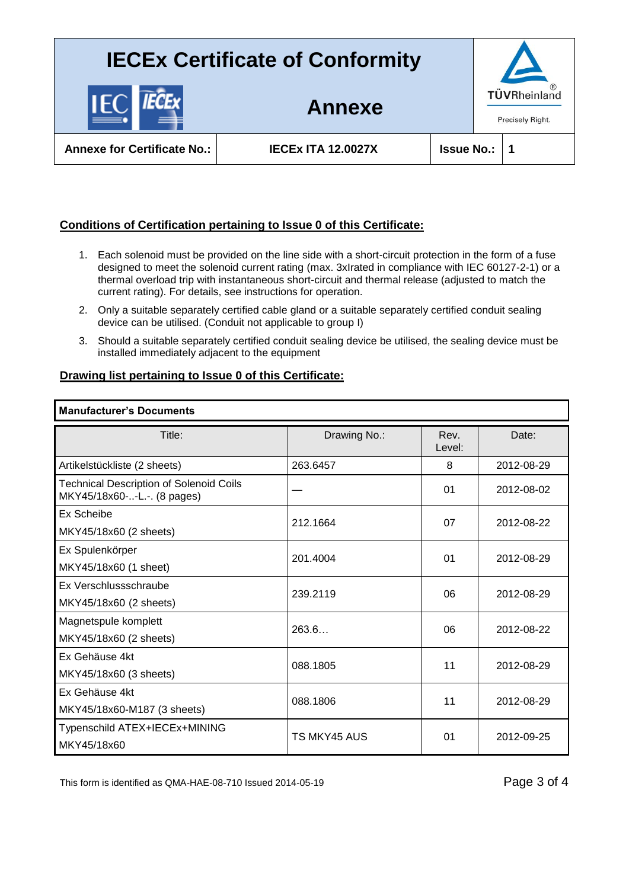# IECEx Certificate of Conformity

## Annexe

| Annexe for Certificate No.: | IECEx ITA 12.0027X | Issue No.: | 1 |
|---|---|---|---|

**Conditions of Certification pertaining to Issue 0 of this Certificate:**

1. Each solenoid must be provided on the line side with a short-circuit protection in the form of a fuse designed to meet the solenoid current rating (max. 3xIrated in compliance with IEC 60127-2-1) or a thermal overload trip with instantaneous short-circuit and thermal release (adjusted to match the current rating). For details, see instructions for operation.
2. Only a suitable separately certified cable gland or a suitable separately certified conduit sealing device can be utilised. (Conduit not applicable to group I)
3. Should a suitable separately certified conduit sealing device be utilised, the sealing device must be installed immediately adjacent to the equipment

**Drawing list pertaining to Issue 0 of this Certificate:**

**Manufacturer's Documents**

| Title: | Drawing No.: | Rev. Level: | Date: |
|---|---|---|---|
| Artikelstückliste (2 sheets) | 263.6457 | 8 | 2012-08-29 |
| Technical Description of Solenoid Coils MKY45/18x60-..-L.-. (8 pages) | — | 01 | 2012-08-02 |
| Ex Scheibe MKY45/18x60 (2 sheets) | 212.1664 | 07 | 2012-08-22 |
| Ex Spulenkörper MKY45/18x60 (1 sheet) | 201.4004 | 01 | 2012-08-29 |
| Ex Verschlussschraube MKY45/18x60 (2 sheets) | 239.2119 | 06 | 2012-08-29 |
| Magnetspule komplett MKY45/18x60 (2 sheets) | 263.6… | 06 | 2012-08-22 |
| Ex Gehäuse 4kt MKY45/18x60 (3 sheets) | 088.1805 | 11 | 2012-08-29 |
| Ex Gehäuse 4kt MKY45/18x60-M187 (3 sheets) | 088.1806 | 11 | 2012-08-29 |
| Typenschild ATEX+IECEx+MINING MKY45/18x60 | TS MKY45 AUS | 01 | 2012-09-25 |

This form is identified as QMA-HAE-08-710 Issued 2014-05-19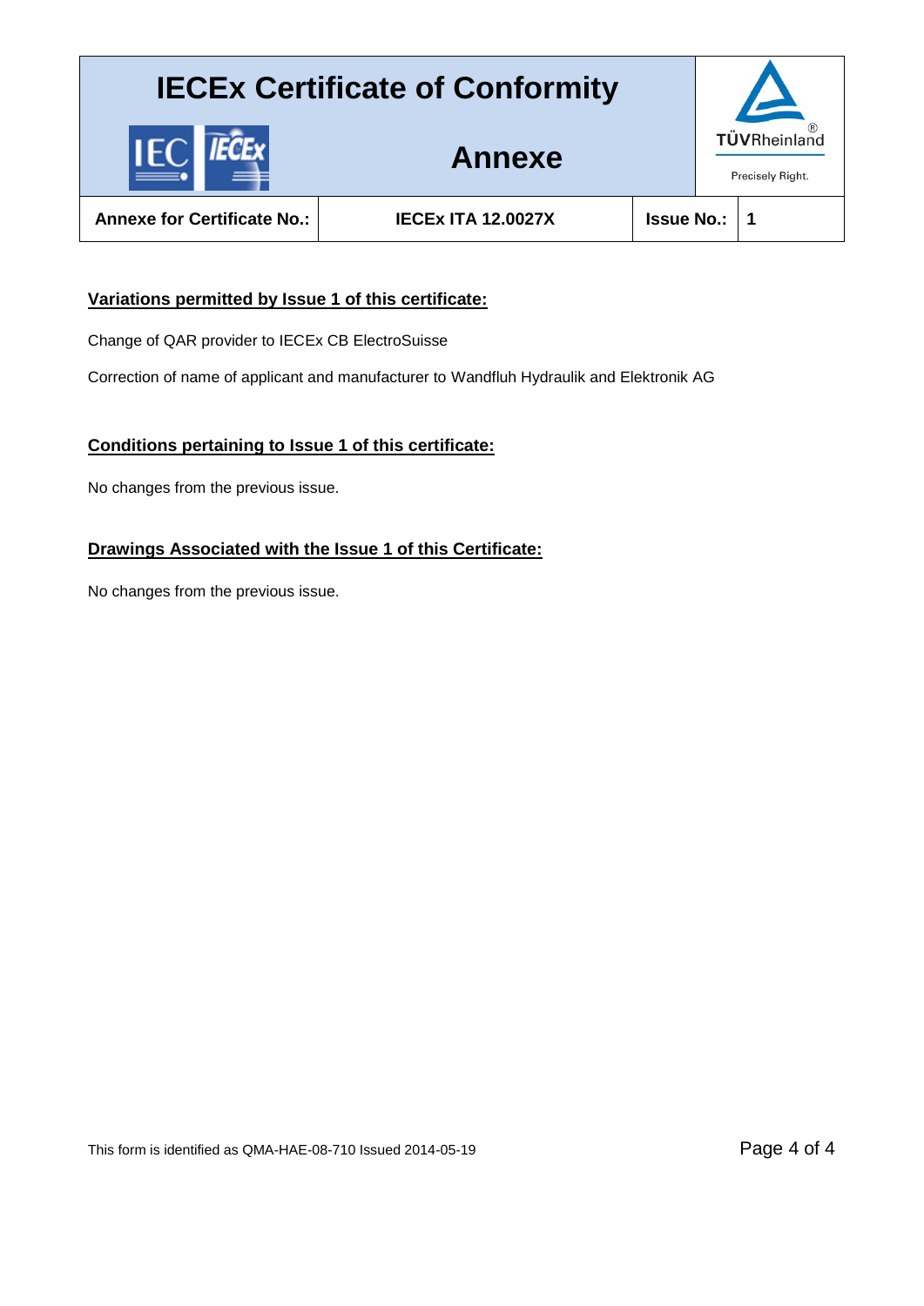# IECEx Certificate of Conformity

## Annexe

| Annexe for Certificate No.: | IECEx ITA 12.0027X | Issue No.: | 1 |
|---|---|---|---|

**Variations permitted by Issue 1 of this certificate:**

Change of QAR provider to IECEx CB ElectroSuisse

Correction of name of applicant and manufacturer to Wandfluh Hydraulik and Elektronik AG

**Conditions pertaining to Issue 1 of this certificate:**

No changes from the previous issue.

**Drawings Associated with the Issue 1 of this Certificate:**

No changes from the previous issue.

This form is identified as QMA-HAE-08-710 Issued 2014-05-19